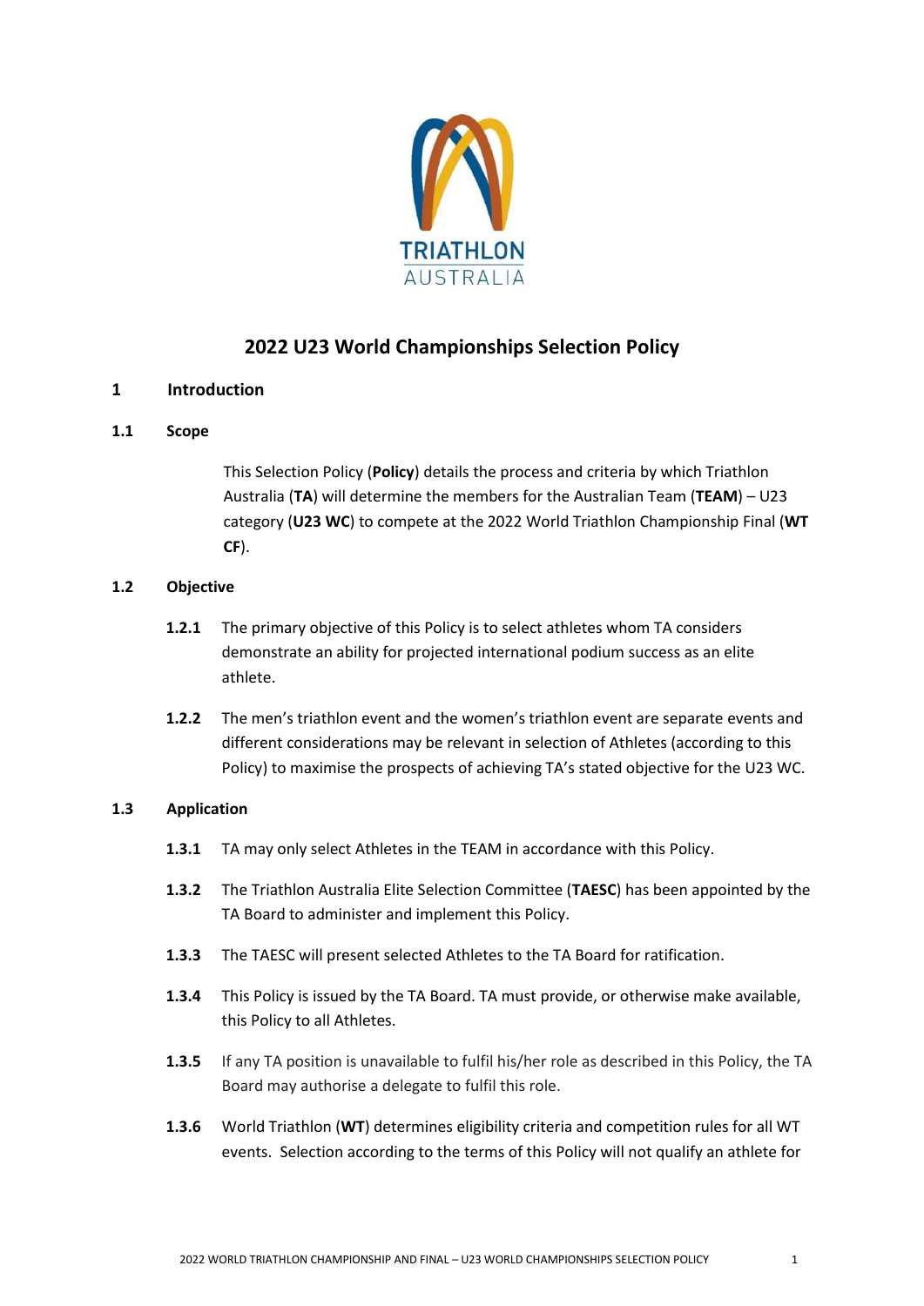# 2022 U23 World Championships Selection Policy

## 1 Introduction

### 1.1 Scope

This Selection Policy (**Policy**) details the process and criteria by which Triathlon Australia (**TA**) will determine the members for the Australian Team (**TEAM**) – U23 category (**U23 WC**) to compete at the 2022 World Triathlon Championship Final (**WT CF**).

### 1.2 Objective

**1.2.1** The primary objective of this Policy is to select athletes whom TA considers demonstrate an ability for projected international podium success as an elite athlete.

**1.2.2** The men's triathlon event and the women's triathlon event are separate events and different considerations may be relevant in selection of Athletes (according to this Policy) to maximise the prospects of achieving TA's stated objective for the U23 WC.

### 1.3 Application

**1.3.1** TA may only select Athletes in the TEAM in accordance with this Policy.

**1.3.2** The Triathlon Australia Elite Selection Committee (**TAESC**) has been appointed by the TA Board to administer and implement this Policy.

**1.3.3** The TAESC will present selected Athletes to the TA Board for ratification.

**1.3.4** This Policy is issued by the TA Board. TA must provide, or otherwise make available, this Policy to all Athletes.

**1.3.5** If any TA position is unavailable to fulfil his/her role as described in this Policy, the TA Board may authorise a delegate to fulfil this role.

**1.3.6** World Triathlon (**WT**) determines eligibility criteria and competition rules for all WT events. Selection according to the terms of this Policy will not qualify an athlete for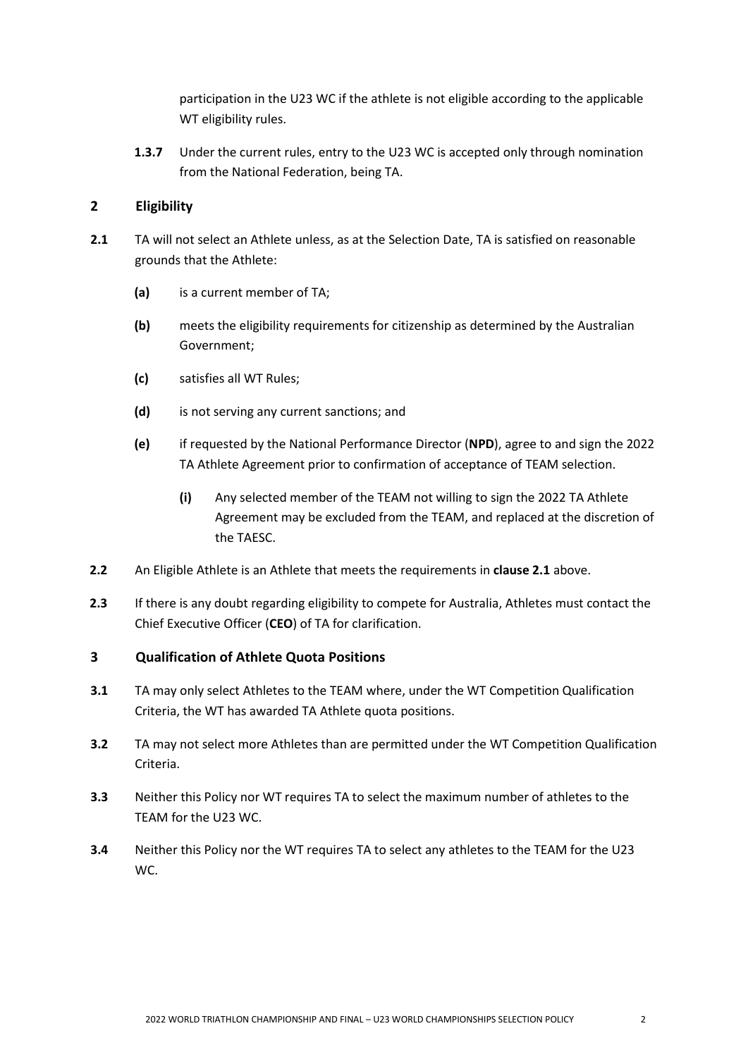participation in the U23 WC if the athlete is not eligible according to the applicable WT eligibility rules.

**1.3.7** Under the current rules, entry to the U23 WC is accepted only through nomination from the National Federation, being TA.

## 2 Eligibility

**2.1** TA will not select an Athlete unless, as at the Selection Date, TA is satisfied on reasonable grounds that the Athlete:

- **(a)** is a current member of TA;
- **(b)** meets the eligibility requirements for citizenship as determined by the Australian Government;
- **(c)** satisfies all WT Rules;
- **(d)** is not serving any current sanctions; and
- **(e)** if requested by the National Performance Director (**NPD**), agree to and sign the 2022 TA Athlete Agreement prior to confirmation of acceptance of TEAM selection.
  - **(i)** Any selected member of the TEAM not willing to sign the 2022 TA Athlete Agreement may be excluded from the TEAM, and replaced at the discretion of the TAESC.

**2.2** An Eligible Athlete is an Athlete that meets the requirements in **clause 2.1** above.

**2.3** If there is any doubt regarding eligibility to compete for Australia, Athletes must contact the Chief Executive Officer (**CEO**) of TA for clarification.

## 3 Qualification of Athlete Quota Positions

**3.1** TA may only select Athletes to the TEAM where, under the WT Competition Qualification Criteria, the WT has awarded TA Athlete quota positions.

**3.2** TA may not select more Athletes than are permitted under the WT Competition Qualification Criteria.

**3.3** Neither this Policy nor WT requires TA to select the maximum number of athletes to the TEAM for the U23 WC.

**3.4** Neither this Policy nor the WT requires TA to select any athletes to the TEAM for the U23 WC.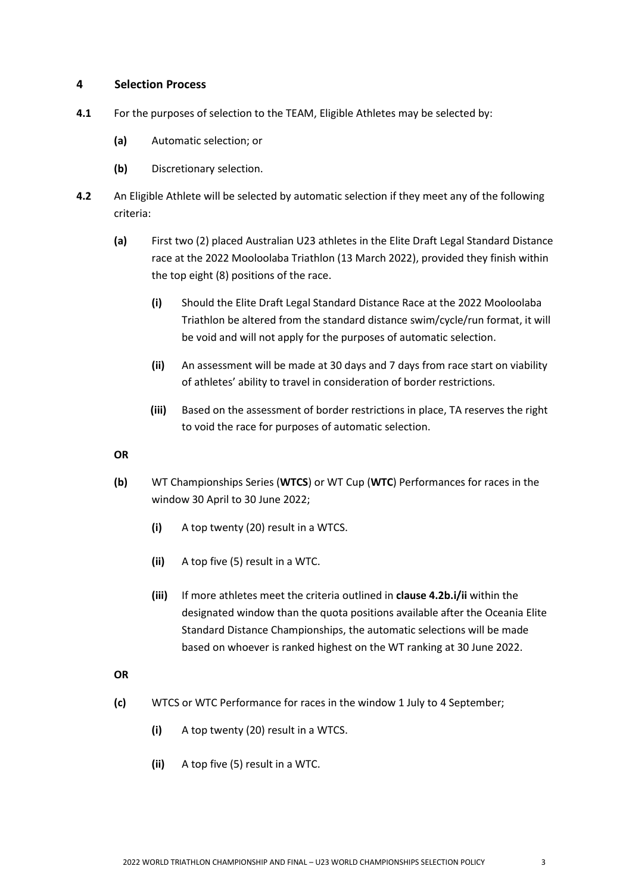## 4 Selection Process

**4.1** For the purposes of selection to the TEAM, Eligible Athletes may be selected by:

- **(a)** Automatic selection; or
- **(b)** Discretionary selection.

**4.2** An Eligible Athlete will be selected by automatic selection if they meet any of the following criteria:

- **(a)** First two (2) placed Australian U23 athletes in the Elite Draft Legal Standard Distance race at the 2022 Mooloolaba Triathlon (13 March 2022), provided they finish within the top eight (8) positions of the race.
  - **(i)** Should the Elite Draft Legal Standard Distance Race at the 2022 Mooloolaba Triathlon be altered from the standard distance swim/cycle/run format, it will be void and will not apply for the purposes of automatic selection.
  - **(ii)** An assessment will be made at 30 days and 7 days from race start on viability of athletes' ability to travel in consideration of border restrictions.
  - **(iii)** Based on the assessment of border restrictions in place, TA reserves the right to void the race for purposes of automatic selection.

**OR**

- **(b)** WT Championships Series (**WTCS**) or WT Cup (**WTC**) Performances for races in the window 30 April to 30 June 2022;
  - **(i)** A top twenty (20) result in a WTCS.
  - **(ii)** A top five (5) result in a WTC.
  - **(iii)** If more athletes meet the criteria outlined in **clause 4.2b.i/ii** within the designated window than the quota positions available after the Oceania Elite Standard Distance Championships, the automatic selections will be made based on whoever is ranked highest on the WT ranking at 30 June 2022.

**OR**

- **(c)** WTCS or WTC Performance for races in the window 1 July to 4 September;
  - **(i)** A top twenty (20) result in a WTCS.
  - **(ii)** A top five (5) result in a WTC.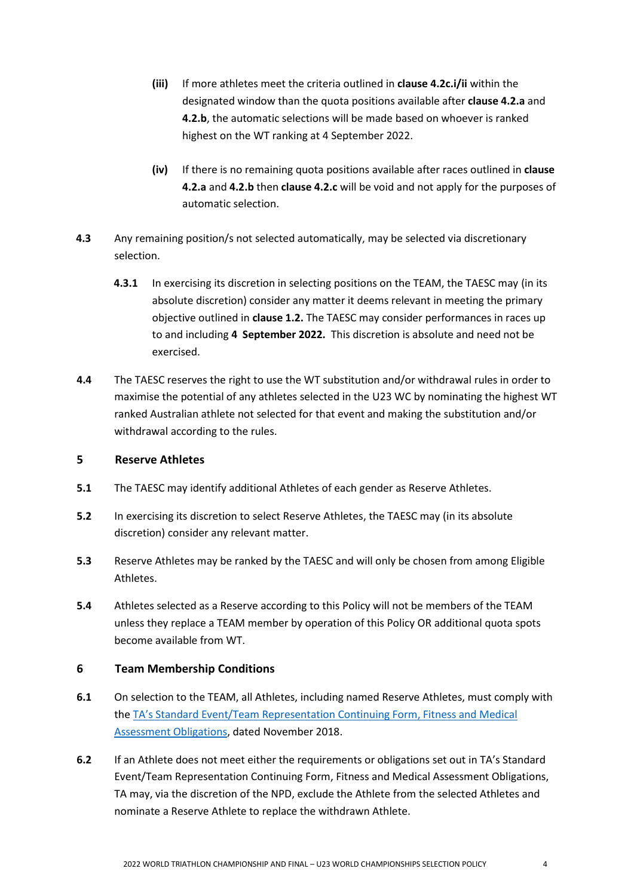- **(iii)** If more athletes meet the criteria outlined in **clause 4.2c.i/ii** within the designated window than the quota positions available after **clause 4.2.a** and **4.2.b**, the automatic selections will be made based on whoever is ranked highest on the WT ranking at 4 September 2022.

- **(iv)** If there is no remaining quota positions available after races outlined in **clause 4.2.a** and **4.2.b** then **clause 4.2.c** will be void and not apply for the purposes of automatic selection.

**4.3** Any remaining position/s not selected automatically, may be selected via discretionary selection.

**4.3.1** In exercising its discretion in selecting positions on the TEAM, the TAESC may (in its absolute discretion) consider any matter it deems relevant in meeting the primary objective outlined in **clause 1.2.** The TAESC may consider performances in races up to and including **4 September 2022.** This discretion is absolute and need not be exercised.

**4.4** The TAESC reserves the right to use the WT substitution and/or withdrawal rules in order to maximise the potential of any athletes selected in the U23 WC by nominating the highest WT ranked Australian athlete not selected for that event and making the substitution and/or withdrawal according to the rules.

## 5 Reserve Athletes

**5.1** The TAESC may identify additional Athletes of each gender as Reserve Athletes.

**5.2** In exercising its discretion to select Reserve Athletes, the TAESC may (in its absolute discretion) consider any relevant matter.

**5.3** Reserve Athletes may be ranked by the TAESC and will only be chosen from among Eligible Athletes.

**5.4** Athletes selected as a Reserve according to this Policy will not be members of the TEAM unless they replace a TEAM member by operation of this Policy OR additional quota spots become available from WT.

## 6 Team Membership Conditions

**6.1** On selection to the TEAM, all Athletes, including named Reserve Athletes, must comply with the TA's Standard Event/Team Representation Continuing Form, Fitness and Medical Assessment Obligations, dated November 2018.

**6.2** If an Athlete does not meet either the requirements or obligations set out in TA's Standard Event/Team Representation Continuing Form, Fitness and Medical Assessment Obligations, TA may, via the discretion of the NPD, exclude the Athlete from the selected Athletes and nominate a Reserve Athlete to replace the withdrawn Athlete.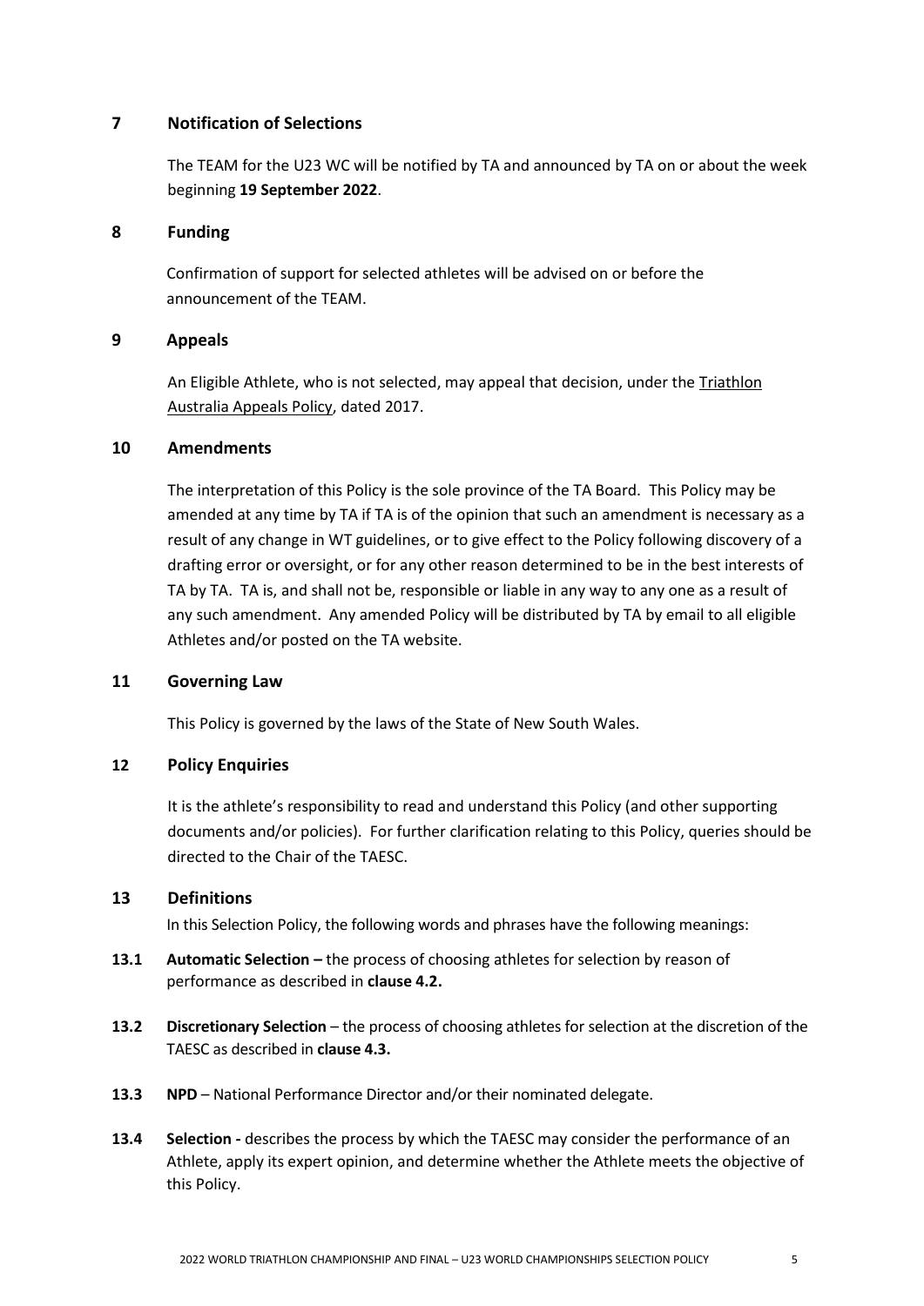## 7 Notification of Selections

The TEAM for the U23 WC will be notified by TA and announced by TA on or about the week beginning **19 September 2022**.

## 8 Funding

Confirmation of support for selected athletes will be advised on or before the announcement of the TEAM.

## 9 Appeals

An Eligible Athlete, who is not selected, may appeal that decision, under the Triathlon Australia Appeals Policy, dated 2017.

## 10 Amendments

The interpretation of this Policy is the sole province of the TA Board. This Policy may be amended at any time by TA if TA is of the opinion that such an amendment is necessary as a result of any change in WT guidelines, or to give effect to the Policy following discovery of a drafting error or oversight, or for any other reason determined to be in the best interests of TA by TA. TA is, and shall not be, responsible or liable in any way to any one as a result of any such amendment. Any amended Policy will be distributed by TA by email to all eligible Athletes and/or posted on the TA website.

## 11 Governing Law

This Policy is governed by the laws of the State of New South Wales.

## 12 Policy Enquiries

It is the athlete's responsibility to read and understand this Policy (and other supporting documents and/or policies). For further clarification relating to this Policy, queries should be directed to the Chair of the TAESC.

## 13 Definitions

In this Selection Policy, the following words and phrases have the following meanings:

**13.1** **Automatic Selection –** the process of choosing athletes for selection by reason of performance as described in **clause 4.2.**

**13.2** **Discretionary Selection** – the process of choosing athletes for selection at the discretion of the TAESC as described in **clause 4.3.**

**13.3** **NPD** – National Performance Director and/or their nominated delegate.

**13.4** **Selection -** describes the process by which the TAESC may consider the performance of an Athlete, apply its expert opinion, and determine whether the Athlete meets the objective of this Policy.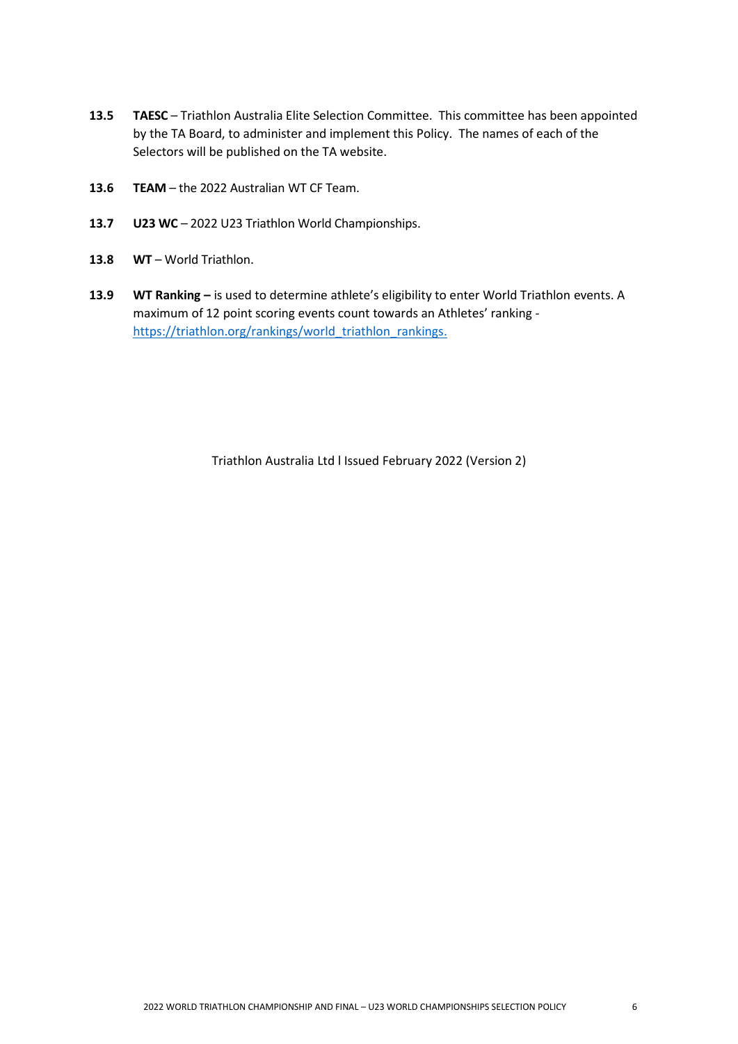**13.5** **TAESC** – Triathlon Australia Elite Selection Committee. This committee has been appointed by the TA Board, to administer and implement this Policy. The names of each of the Selectors will be published on the TA website.

**13.6** **TEAM** – the 2022 Australian WT CF Team.

**13.7** **U23 WC** – 2022 U23 Triathlon World Championships.

**13.8** **WT** – World Triathlon.

**13.9** **WT Ranking –** is used to determine athlete's eligibility to enter World Triathlon events. A maximum of 12 point scoring events count towards an Athletes' ranking - https://triathlon.org/rankings/world_triathlon_rankings.

Triathlon Australia Ltd l Issued February 2022 (Version 2)